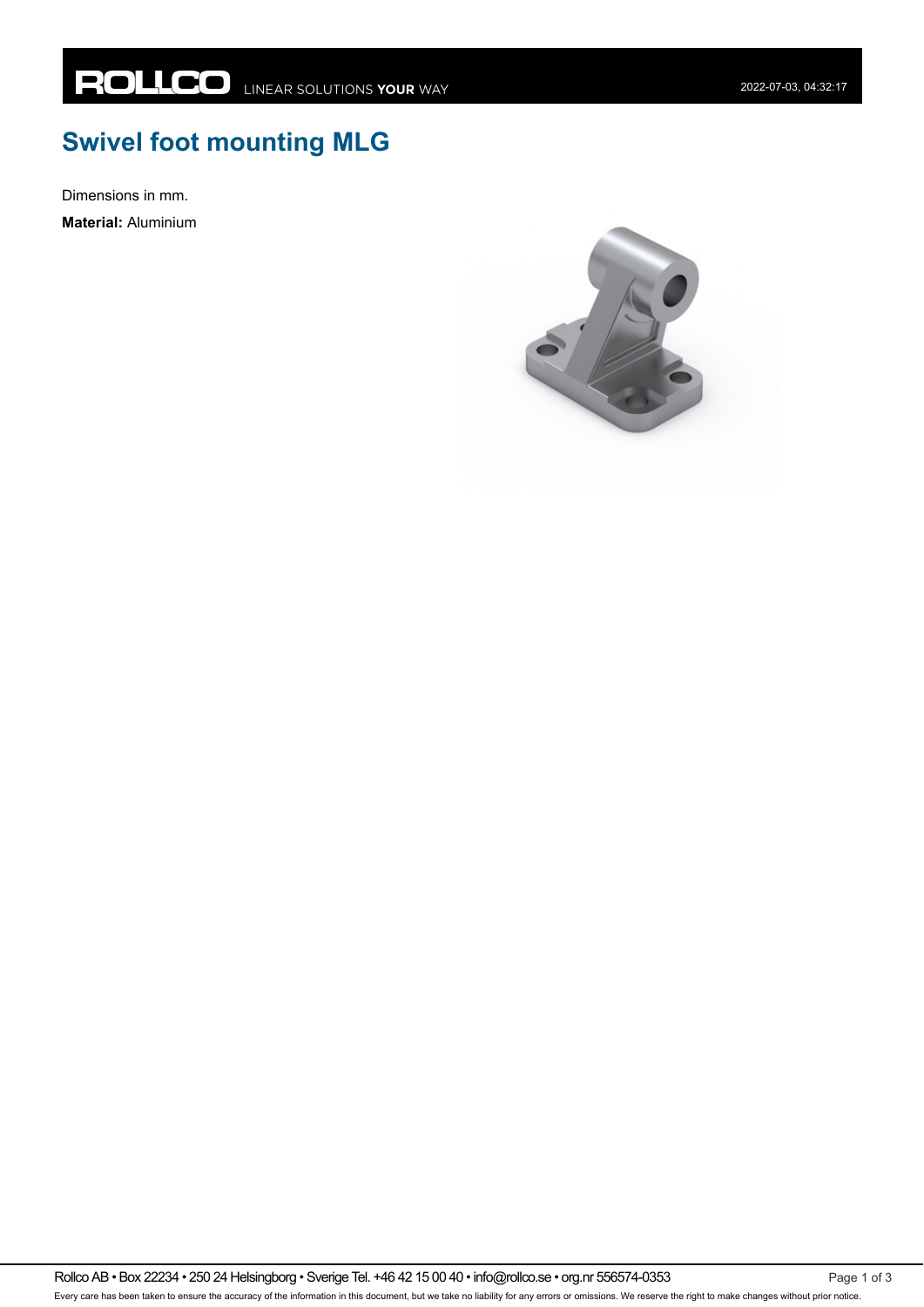# Swivel foot mounting MLG

Dimensions in mm.

**Material:** Aluminium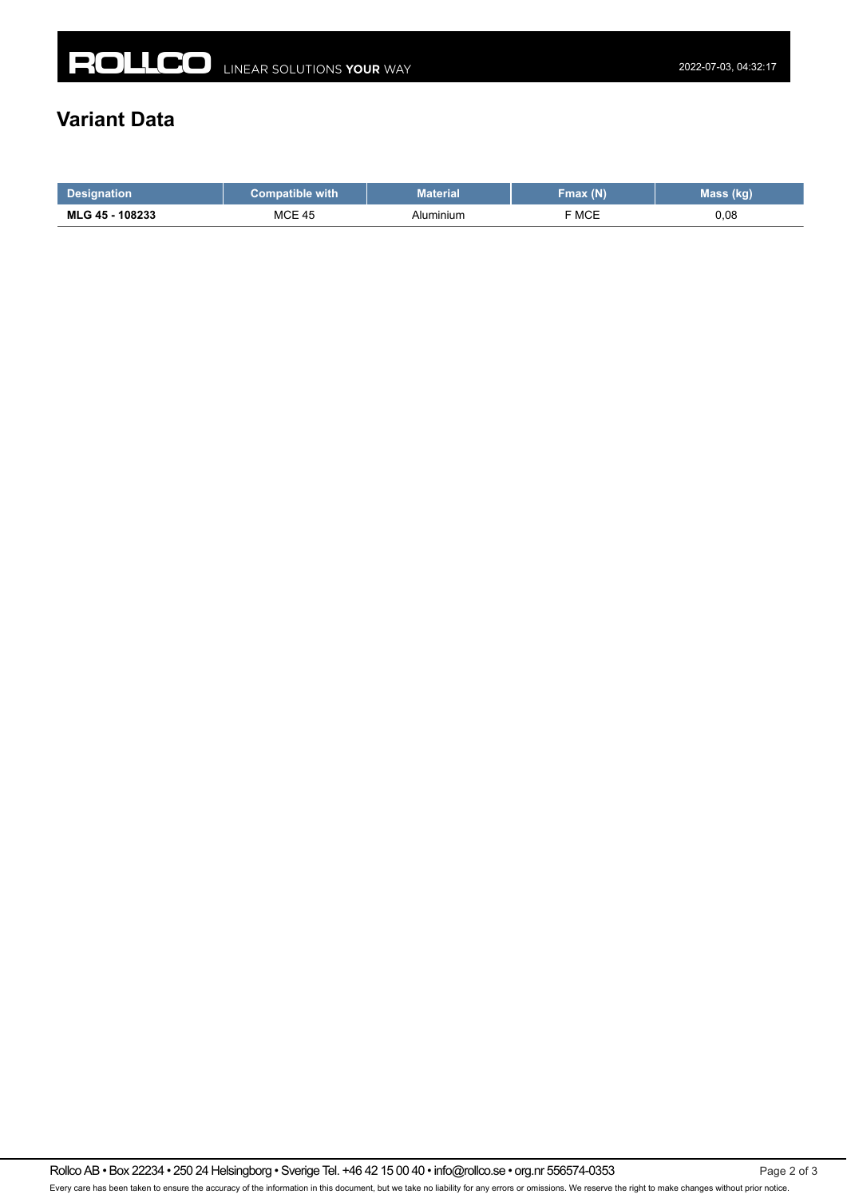## Variant Data

| Designation | Compatible with | Material | Fmax (N) | Mass (kg) |
| --- | --- | --- | --- | --- |
| **MLG 45 - 108233** | MCE 45 | Aluminium | F MCE | 0,08 |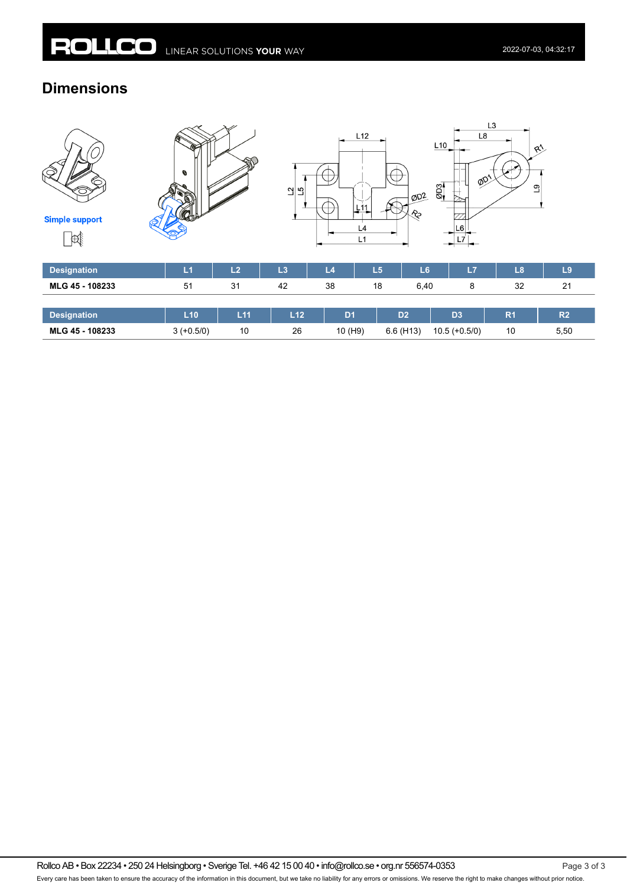## Dimensions

Simple support

| Designation | L1 | L2 | L3 | L4 | L5 | L6 | L7 | L8 | L9 |
|---|---|---|---|---|---|---|---|---|---|
| **MLG 45 - 108233** | 51 | 31 | 42 | 38 | 18 | 6,40 | 8 | 32 | 21 |

| Designation | L10 | L11 | L12 | D1 | D2 | D3 | R1 | R2 |
|---|---|---|---|---|---|---|---|---|
| **MLG 45 - 108233** | 3 (+0.5/0) | 10 | 26 | 10 (H9) | 6.6 (H13) | 10.5 (+0.5/0) | 10 | 5,50 |